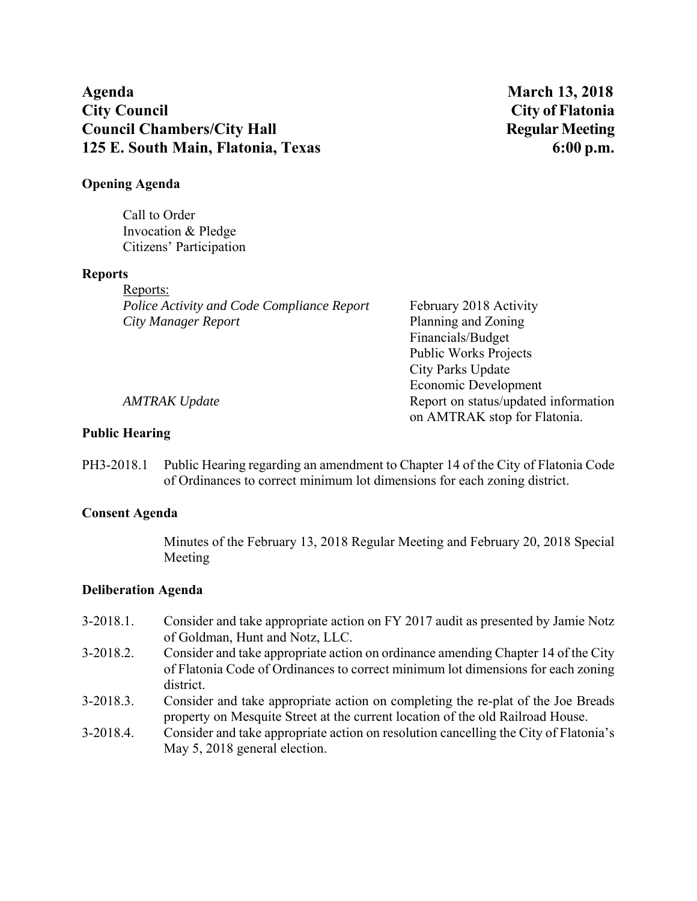**Agenda** **March 13, 2018**
**City Council** **City of Flatonia**
**Council Chambers/City Hall** **Regular Meeting**
**125 E. South Main, Flatonia, Texas** **6:00 p.m.**

### Opening Agenda

Call to Order
Invocation & Pledge
Citizens' Participation

### Reports

| Reports: | |
|---|---|
| *Police Activity and Code Compliance Report* | February 2018 Activity |
| *City Manager Report* | Planning and Zoning |
| | Financials/Budget |
| | Public Works Projects |
| | City Parks Update |
| | Economic Development |
| *AMTRAK Update* | Report on status/updated information on AMTRAK stop for Flatonia. |

### Public Hearing

PH3-2018.1 Public Hearing regarding an amendment to Chapter 14 of the City of Flatonia Code of Ordinances to correct minimum lot dimensions for each zoning district.

### Consent Agenda

Minutes of the February 13, 2018 Regular Meeting and February 20, 2018 Special Meeting

### Deliberation Agenda

3-2018.1. Consider and take appropriate action on FY 2017 audit as presented by Jamie Notz of Goldman, Hunt and Notz, LLC.

3-2018.2. Consider and take appropriate action on ordinance amending Chapter 14 of the City of Flatonia Code of Ordinances to correct minimum lot dimensions for each zoning district.

3-2018.3. Consider and take appropriate action on completing the re-plat of the Joe Breads property on Mesquite Street at the current location of the old Railroad House.

3-2018.4. Consider and take appropriate action on resolution cancelling the City of Flatonia's May 5, 2018 general election.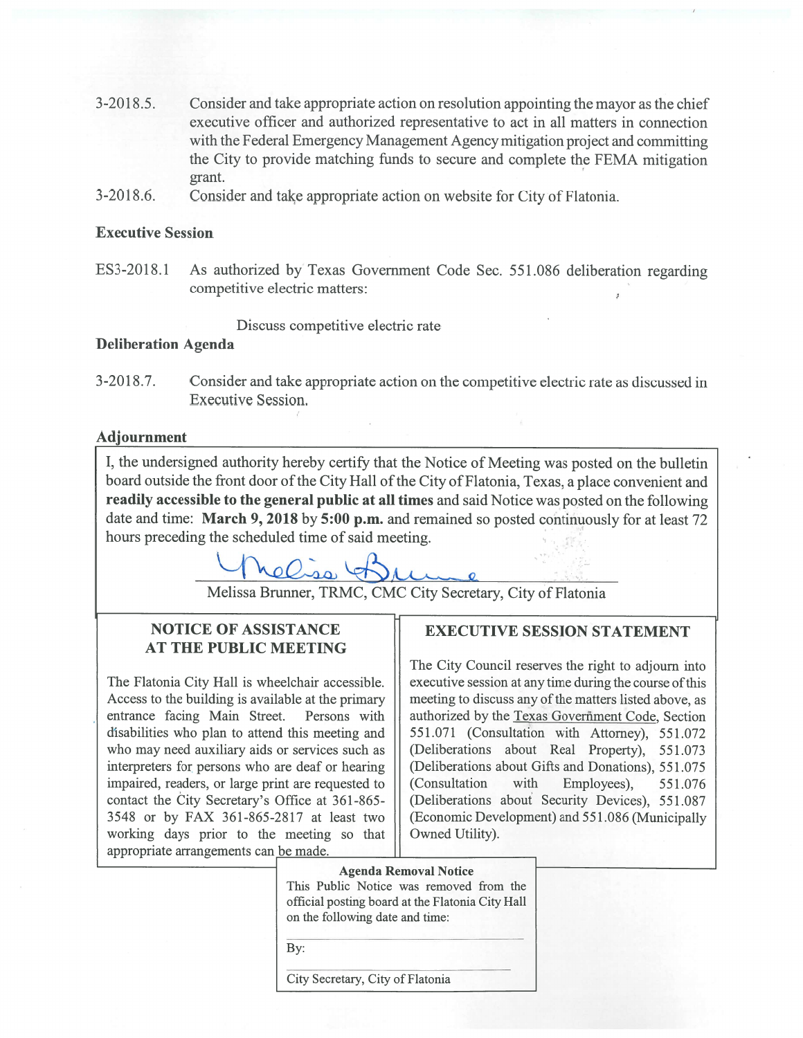3-2018.5. Consider and take appropriate action on resolution appointing the mayor as the chief executive officer and authorized representative to act in all matters in connection with the Federal Emergency Management Agency mitigation project and committing the City to provide matching funds to secure and complete the FEMA mitigation grant.

3-2018.6. Consider and take appropriate action on website for City of Flatonia.

**Executive Session**

ES3-2018.1 As authorized by Texas Government Code Sec. 551.086 deliberation regarding competitive electric matters:

Discuss competitive electric rate

**Deliberation Agenda**

3-2018.7. Consider and take appropriate action on the competitive electric rate as discussed in Executive Session.

**Adjournment**

I, the undersigned authority hereby certify that the Notice of Meeting was posted on the bulletin board outside the front door of the City Hall of the City of Flatonia, Texas, a place convenient and **readily accessible to the general public at all times** and said Notice was posted on the following date and time: **March 9, 2018** by **5:00 p.m.** and remained so posted continuously for at least 72 hours preceding the scheduled time of said meeting.

Melissa Brunner, TRMC, CMC City Secretary, City of Flatonia

**NOTICE OF ASSISTANCE AT THE PUBLIC MEETING**

The Flatonia City Hall is wheelchair accessible. Access to the building is available at the primary entrance facing Main Street. Persons with disabilities who plan to attend this meeting and who may need auxiliary aids or services such as interpreters for persons who are deaf or hearing impaired, readers, or large print are requested to contact the City Secretary's Office at 361-865-3548 or by FAX 361-865-2817 at least two working days prior to the meeting so that appropriate arrangements can be made.

**EXECUTIVE SESSION STATEMENT**

The City Council reserves the right to adjourn into executive session at any time during the course of this meeting to discuss any of the matters listed above, as authorized by the Texas Government Code, Section 551.071 (Consultation with Attorney), 551.072 (Deliberations about Real Property), 551.073 (Deliberations about Gifts and Donations), 551.075 (Consultation with Employees), 551.076 (Deliberations about Security Devices), 551.087 (Economic Development) and 551.086 (Municipally Owned Utility).

**Agenda Removal Notice**

This Public Notice was removed from the official posting board at the Flatonia City Hall on the following date and time:

By:

City Secretary, City of Flatonia